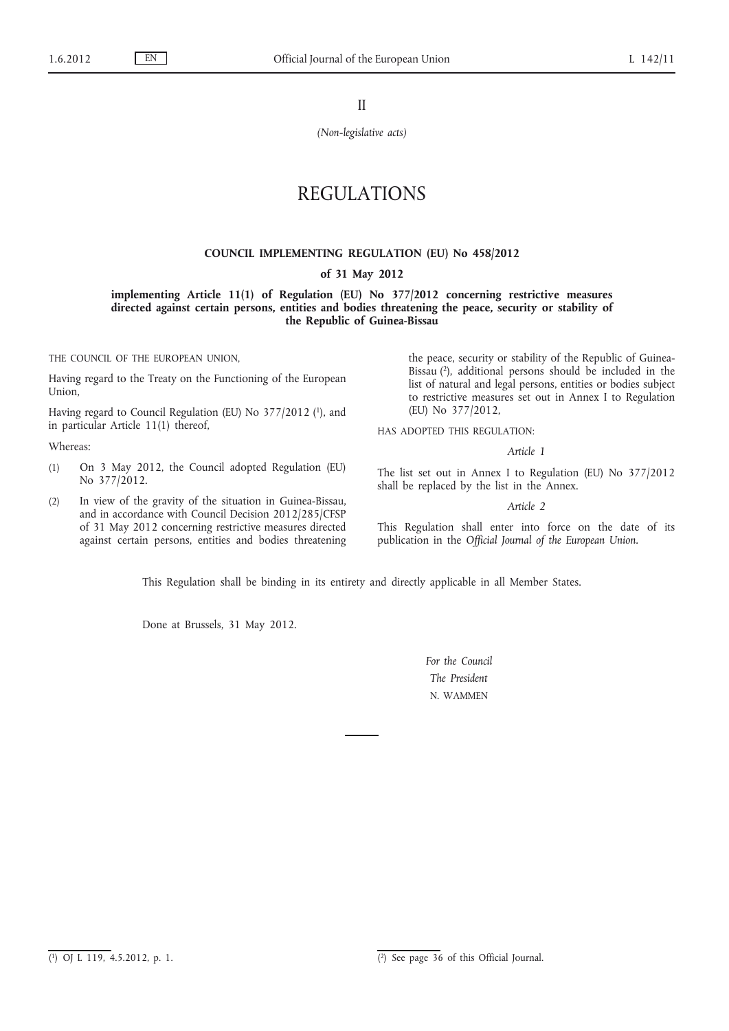II

*(Non-legislative acts)*

# REGULATIONS

## COUNCIL IMPLEMENTING REGULATION (EU) No 458/2012

**of 31 May 2012**

**implementing Article 11(1) of Regulation (EU) No 377/2012 concerning restrictive measures directed against certain persons, entities and bodies threatening the peace, security or stability of the Republic of Guinea-Bissau**

THE COUNCIL OF THE EUROPEAN UNION,

Having regard to the Treaty on the Functioning of the European Union,

Having regard to Council Regulation (EU) No 377/2012 [1], and in particular Article 11(1) thereof,

Whereas:

(1) On 3 May 2012, the Council adopted Regulation (EU) No 377/2012.

(2) In view of the gravity of the situation in Guinea-Bissau, and in accordance with Council Decision 2012/285/CFSP of 31 May 2012 concerning restrictive measures directed against certain persons, entities and bodies threatening the peace, security or stability of the Republic of Guinea-Bissau [2], additional persons should be included in the list of natural and legal persons, entities or bodies subject to restrictive measures set out in Annex I to Regulation (EU) No 377/2012,

HAS ADOPTED THIS REGULATION:

*Article 1*

The list set out in Annex I to Regulation (EU) No 377/2012 shall be replaced by the list in the Annex.

*Article 2*

This Regulation shall enter into force on the date of its publication in the *Official Journal of the European Union*.

This Regulation shall be binding in its entirety and directly applicable in all Member States.

Done at Brussels, 31 May 2012.

*For the Council*

*The President*

N. WAMMEN

[1] OJ L 119, 4.5.2012, p. 1.

[2] See page 36 of this Official Journal.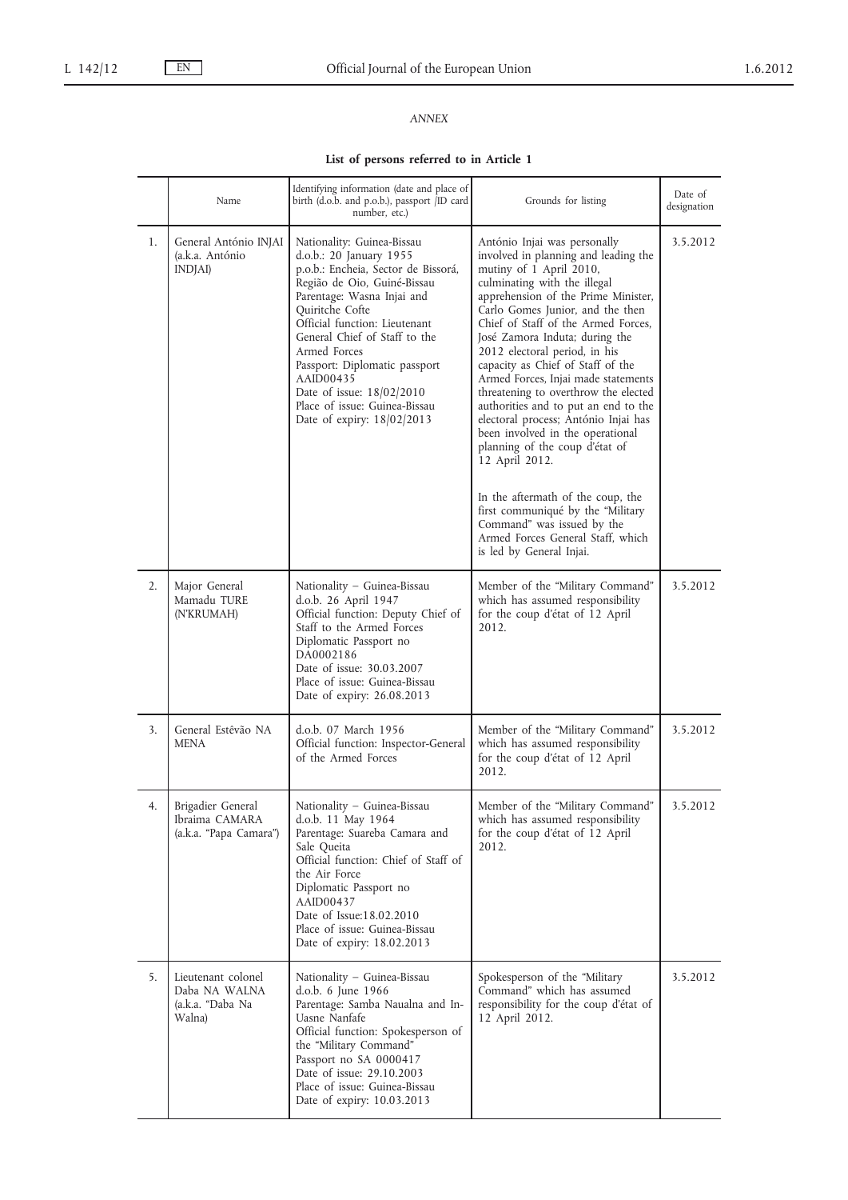*ANNEX*

**List of persons referred to in Article 1**

| | Name | Identifying information (date and place of birth (d.o.b. and p.o.b.), passport /ID card number, etc.) | Grounds for listing | Date of designation |
|---|---|---|---|---|
| 1. | General António INJAI (a.k.a. António INDJAI) | Nationality: Guinea-Bissau<br>d.o.b.: 20 January 1955<br>p.o.b.: Encheia, Sector de Bissorá, Região de Oio, Guiné-Bissau<br>Parentage: Wasna Injai and Quiritche Cofte<br>Official function: Lieutenant General Chief of Staff to the Armed Forces<br>Passport: Diplomatic passport AAID00435<br>Date of issue: 18/02/2010<br>Place of issue: Guinea-Bissau<br>Date of expiry: 18/02/2013 | António Injai was personally involved in planning and leading the mutiny of 1 April 2010, culminating with the illegal apprehension of the Prime Minister, Carlo Gomes Junior, and the then Chief of Staff of the Armed Forces, José Zamora Induta; during the 2012 electoral period, in his capacity as Chief of Staff of the Armed Forces, Injai made statements threatening to overthrow the elected authorities and to put an end to the electoral process; António Injai has been involved in the operational planning of the coup d'état of 12 April 2012.<br><br>In the aftermath of the coup, the first communiqué by the "Military Command" was issued by the Armed Forces General Staff, which is led by General Injai. | 3.5.2012 |
| 2. | Major General Mamadu TURE (N'KRUMAH) | Nationality – Guinea-Bissau<br>d.o.b. 26 April 1947<br>Official function: Deputy Chief of Staff to the Armed Forces<br>Diplomatic Passport no DA0002186<br>Date of issue: 30.03.2007<br>Place of issue: Guinea-Bissau<br>Date of expiry: 26.08.2013 | Member of the "Military Command" which has assumed responsibility for the coup d'état of 12 April 2012. | 3.5.2012 |
| 3. | General Estêvão NA MENA | d.o.b. 07 March 1956<br>Official function: Inspector-General of the Armed Forces | Member of the "Military Command" which has assumed responsibility for the coup d'état of 12 April 2012. | 3.5.2012 |
| 4. | Brigadier General Ibraima CAMARA (a.k.a. "Papa Camara") | Nationality – Guinea-Bissau<br>d.o.b. 11 May 1964<br>Parentage: Suareba Camara and Sale Queita<br>Official function: Chief of Staff of the Air Force<br>Diplomatic Passport no AAID00437<br>Date of Issue:18.02.2010<br>Place of issue: Guinea-Bissau<br>Date of expiry: 18.02.2013 | Member of the "Military Command" which has assumed responsibility for the coup d'état of 12 April 2012. | 3.5.2012 |
| 5. | Lieutenant colonel Daba NA WALNA (a.k.a. "Daba Na Walna) | Nationality – Guinea-Bissau<br>d.o.b. 6 June 1966<br>Parentage: Samba Naualna and In-Uasne Nanfafe<br>Official function: Spokesperson of the "Military Command"<br>Passport no SA 0000417<br>Date of issue: 29.10.2003<br>Place of issue: Guinea-Bissau<br>Date of expiry: 10.03.2013 | Spokesperson of the "Military Command" which has assumed responsibility for the coup d'état of 12 April 2012. | 3.5.2012 |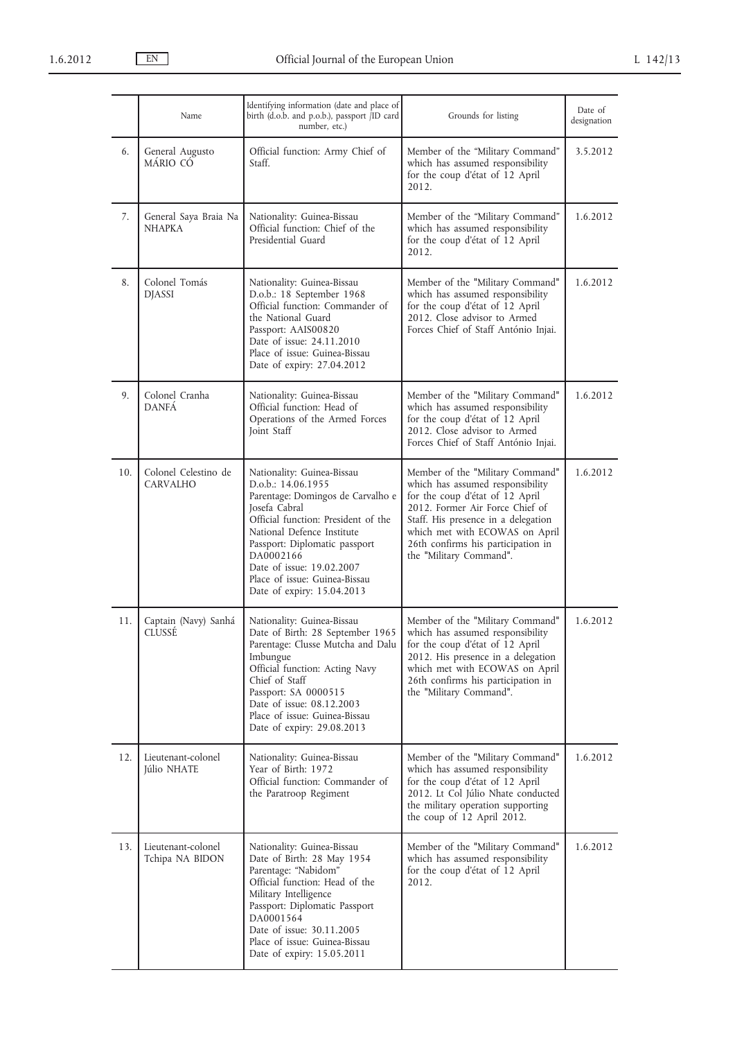| | Name | Identifying information (date and place of birth (d.o.b. and p.o.b.), passport /ID card number, etc.) | Grounds for listing | Date of designation |
|---|---|---|---|---|
| 6. | General Augusto MÁRIO CÓ | Official function: Army Chief of Staff. | Member of the "Military Command" which has assumed responsibility for the coup d'état of 12 April 2012. | 3.5.2012 |
| 7. | General Saya Braia Na NHAPKA | Nationality: Guinea-Bissau<br>Official function: Chief of the Presidential Guard | Member of the "Military Command" which has assumed responsibility for the coup d'état of 12 April 2012. | 1.6.2012 |
| 8. | Colonel Tomás DJASSI | Nationality: Guinea-Bissau<br>D.o.b.: 18 September 1968<br>Official function: Commander of the National Guard<br>Passport: AAIS00820<br>Date of issue: 24.11.2010<br>Place of issue: Guinea-Bissau<br>Date of expiry: 27.04.2012 | Member of the "Military Command" which has assumed responsibility for the coup d'état of 12 April 2012. Close advisor to Armed Forces Chief of Staff António Injai. | 1.6.2012 |
| 9. | Colonel Cranha DANFÁ | Nationality: Guinea-Bissau<br>Official function: Head of Operations of the Armed Forces Joint Staff | Member of the "Military Command" which has assumed responsibility for the coup d'état of 12 April 2012. Close advisor to Armed Forces Chief of Staff António Injai. | 1.6.2012 |
| 10. | Colonel Celestino de CARVALHO | Nationality: Guinea-Bissau<br>D.o.b.: 14.06.1955<br>Parentage: Domingos de Carvalho e Josefa Cabral<br>Official function: President of the National Defence Institute<br>Passport: Diplomatic passport DA0002166<br>Date of issue: 19.02.2007<br>Place of issue: Guinea-Bissau<br>Date of expiry: 15.04.2013 | Member of the "Military Command" which has assumed responsibility for the coup d'état of 12 April 2012. Former Air Force Chief of Staff. His presence in a delegation which met with ECOWAS on April 26th confirms his participation in the "Military Command". | 1.6.2012 |
| 11. | Captain (Navy) Sanhá CLUSSÉ | Nationality: Guinea-Bissau<br>Date of Birth: 28 September 1965<br>Parentage: Clusse Mutcha and Dalu Imbungue<br>Official function: Acting Navy Chief of Staff<br>Passport: SA 0000515<br>Date of issue: 08.12.2003<br>Place of issue: Guinea-Bissau<br>Date of expiry: 29.08.2013 | Member of the "Military Command" which has assumed responsibility for the coup d'état of 12 April 2012. His presence in a delegation which met with ECOWAS on April 26th confirms his participation in the "Military Command". | 1.6.2012 |
| 12. | Lieutenant-colonel Júlio NHATE | Nationality: Guinea-Bissau<br>Year of Birth: 1972<br>Official function: Commander of the Paratroop Regiment | Member of the "Military Command" which has assumed responsibility for the coup d'état of 12 April 2012. Lt Col Júlio Nhate conducted the military operation supporting the coup of 12 April 2012. | 1.6.2012 |
| 13. | Lieutenant-colonel Tchipa NA BIDON | Nationality: Guinea-Bissau<br>Date of Birth: 28 May 1954<br>Parentage: "Nabidom"<br>Official function: Head of the Military Intelligence<br>Passport: Diplomatic Passport DA0001564<br>Date of issue: 30.11.2005<br>Place of issue: Guinea-Bissau<br>Date of expiry: 15.05.2011 | Member of the "Military Command" which has assumed responsibility for the coup d'état of 12 April 2012. | 1.6.2012 |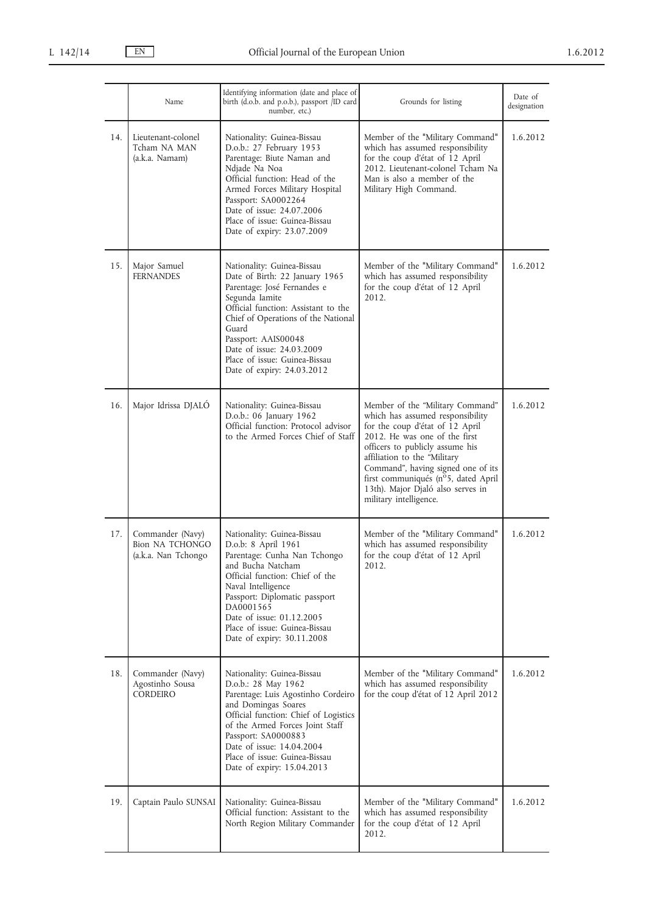| | Name | Identifying information (date and place of birth (d.o.b. and p.o.b.), passport /ID card number, etc.) | Grounds for listing | Date of designation |
|---|---|---|---|---|
| 14. | Lieutenant-colonel Tcham NA MAN (a.k.a. Namam) | Nationality: Guinea-Bissau<br>D.o.b.: 27 February 1953<br>Parentage: Biute Naman and Ndjade Na Noa<br>Official function: Head of the Armed Forces Military Hospital<br>Passport: SA0002264<br>Date of issue: 24.07.2006<br>Place of issue: Guinea-Bissau<br>Date of expiry: 23.07.2009 | Member of the "Military Command" which has assumed responsibility for the coup d'état of 12 April 2012. Lieutenant-colonel Tcham Na Man is also a member of the Military High Command. | 1.6.2012 |
| 15. | Major Samuel FERNANDES | Nationality: Guinea-Bissau<br>Date of Birth: 22 January 1965<br>Parentage: José Fernandes e Segunda Iamite<br>Official function: Assistant to the Chief of Operations of the National Guard<br>Passport: AAIS00048<br>Date of issue: 24.03.2009<br>Place of issue: Guinea-Bissau<br>Date of expiry: 24.03.2012 | Member of the "Military Command" which has assumed responsibility for the coup d'état of 12 April 2012. | 1.6.2012 |
| 16. | Major Idrissa DJALÓ | Nationality: Guinea-Bissau<br>D.o.b.: 06 January 1962<br>Official function: Protocol advisor to the Armed Forces Chief of Staff | Member of the "Military Command" which has assumed responsibility for the coup d'état of 12 April 2012. He was one of the first officers to publicly assume his affiliation to the "Military Command", having signed one of its first communiqués (n°5, dated April 13th). Major Djaló also serves in military intelligence. | 1.6.2012 |
| 17. | Commander (Navy) Bion NA TCHONGO (a.k.a. Nan Tchongo | Nationality: Guinea-Bissau<br>D.o.b: 8 April 1961<br>Parentage: Cunha Nan Tchongo and Bucha Natcham<br>Official function: Chief of the Naval Intelligence<br>Passport: Diplomatic passport DA0001565<br>Date of issue: 01.12.2005<br>Place of issue: Guinea-Bissau<br>Date of expiry: 30.11.2008 | Member of the "Military Command" which has assumed responsibility for the coup d'état of 12 April 2012. | 1.6.2012 |
| 18. | Commander (Navy) Agostinho Sousa CORDEIRO | Nationality: Guinea-Bissau<br>D.o.b.: 28 May 1962<br>Parentage: Luis Agostinho Cordeiro and Domingas Soares<br>Official function: Chief of Logistics of the Armed Forces Joint Staff<br>Passport: SA0000883<br>Date of issue: 14.04.2004<br>Place of issue: Guinea-Bissau<br>Date of expiry: 15.04.2013 | Member of the "Military Command" which has assumed responsibility for the coup d'état of 12 April 2012 | 1.6.2012 |
| 19. | Captain Paulo SUNSAI | Nationality: Guinea-Bissau<br>Official function: Assistant to the North Region Military Commander | Member of the "Military Command" which has assumed responsibility for the coup d'état of 12 April 2012. | 1.6.2012 |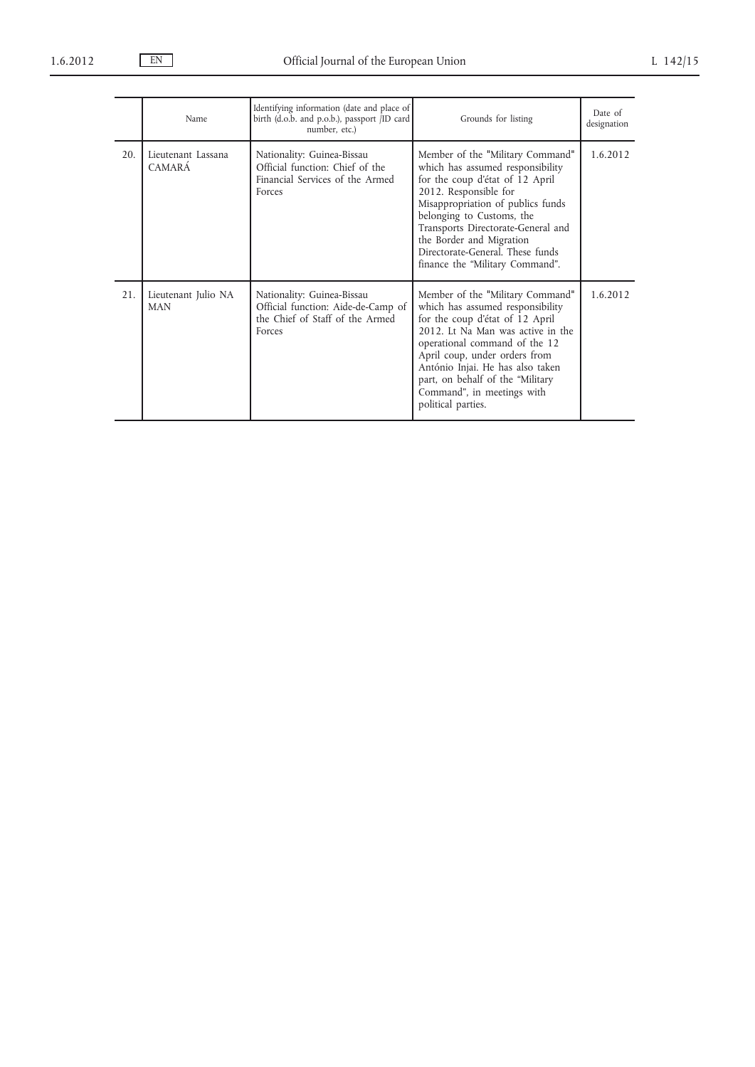| | Name | Identifying information (date and place of birth (d.o.b. and p.o.b.), passport /ID card number, etc.) | Grounds for listing | Date of designation |
|---|---|---|---|---|
| 20. | Lieutenant Lassana CAMARÁ | Nationality: Guinea-Bissau Official function: Chief of the Financial Services of the Armed Forces | Member of the "Military Command" which has assumed responsibility for the coup d'état of 12 April 2012. Responsible for Misappropriation of publics funds belonging to Customs, the Transports Directorate-General and the Border and Migration Directorate-General. These funds finance the "Military Command". | 1.6.2012 |
| 21. | Lieutenant Julio NA MAN | Nationality: Guinea-Bissau Official function: Aide-de-Camp of the Chief of Staff of the Armed Forces | Member of the "Military Command" which has assumed responsibility for the coup d'état of 12 April 2012. Lt Na Man was active in the operational command of the 12 April coup, under orders from António Injai. He has also taken part, on behalf of the "Military Command", in meetings with political parties. | 1.6.2012 |